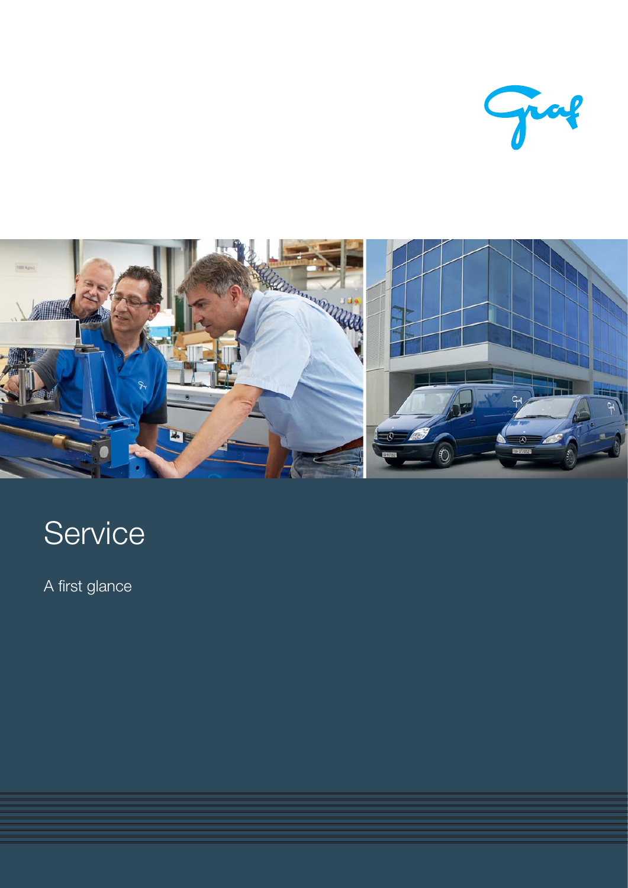# Service

A first glance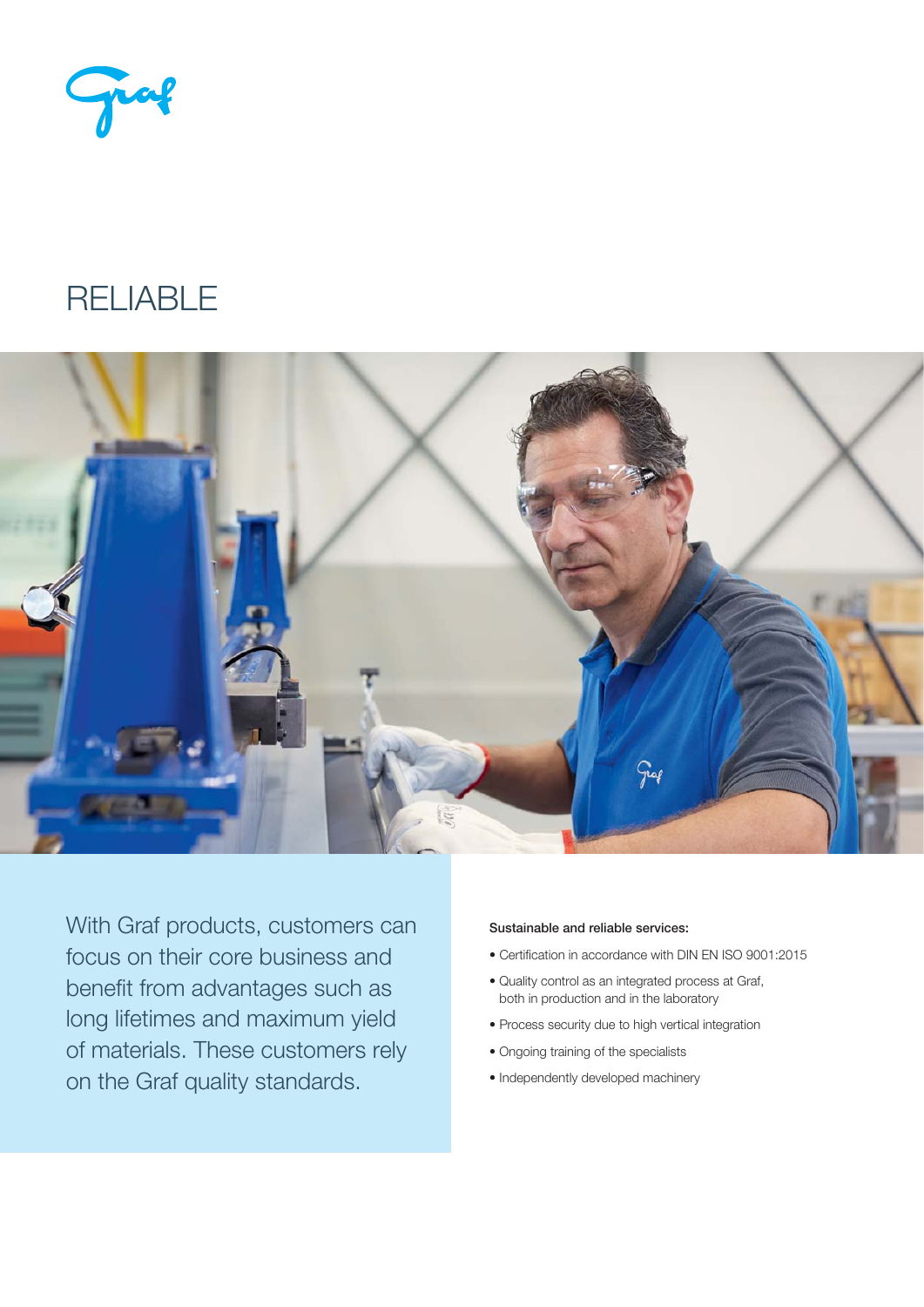# RELIABLE

With Graf products, customers can focus on their core business and benefit from advantages such as long lifetimes and maximum yield of materials. These customers rely on the Graf quality standards.

**Sustainable and reliable services:**

- Certification in accordance with DIN EN ISO 9001:2015
- Quality control as an integrated process at Graf, both in production and in the laboratory
- Process security due to high vertical integration
- Ongoing training of the specialists
- Independently developed machinery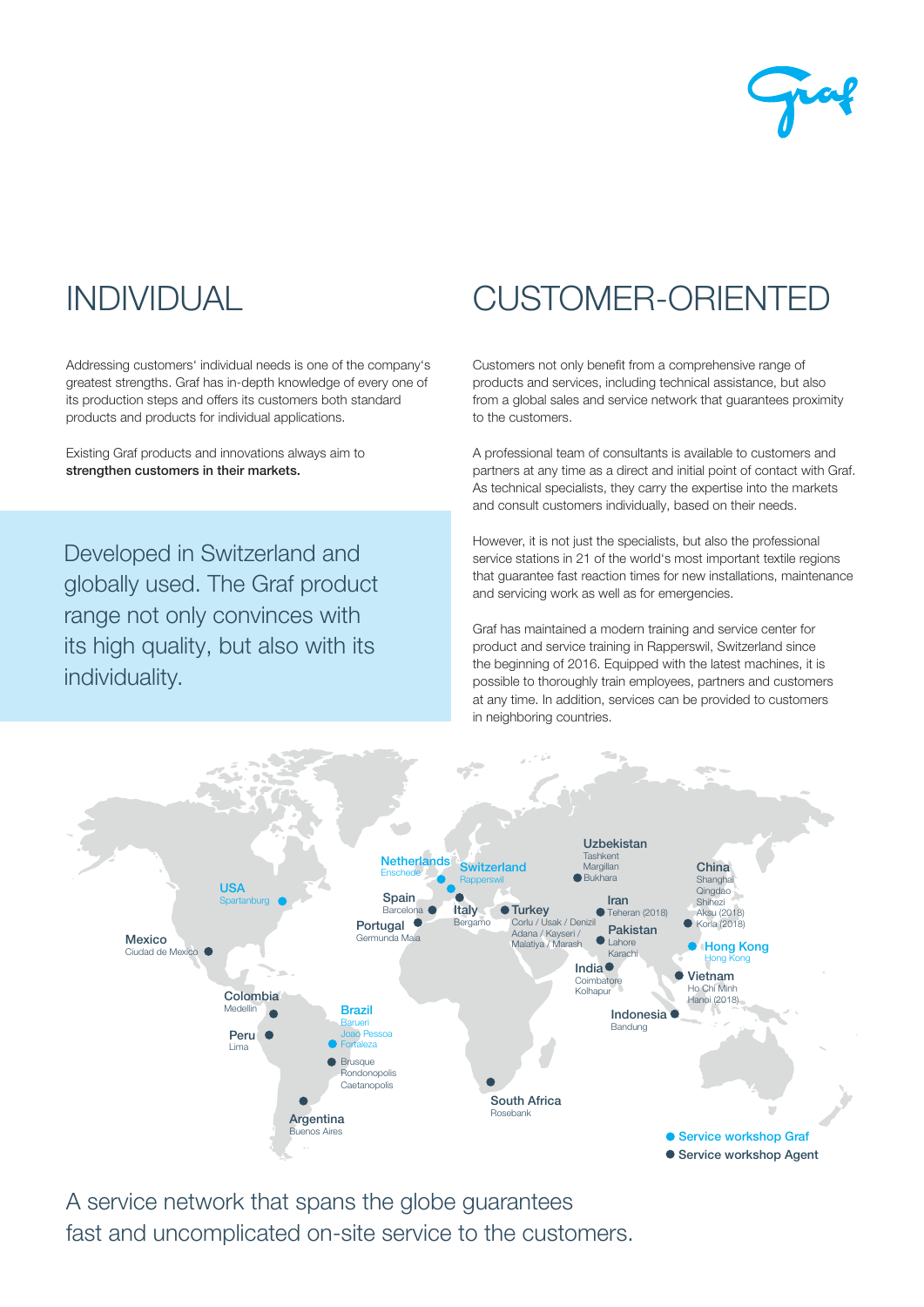# INDIVIDUAL

Addressing customers' individual needs is one of the company's greatest strengths. Graf has in-depth knowledge of every one of its production steps and offers its customers both standard products and products for individual applications.

Existing Graf products and innovations always aim to **strengthen customers in their markets.**

Developed in Switzerland and globally used. The Graf product range not only convinces with its high quality, but also with its individuality.

# CUSTOMER-ORIENTED

Customers not only benefit from a comprehensive range of products and services, including technical assistance, but also from a global sales and service network that guarantees proximity to the customers.

A professional team of consultants is available to customers and partners at any time as a direct and initial point of contact with Graf. As technical specialists, they carry the expertise into the markets and consult customers individually, based on their needs.

However, it is not just the specialists, but also the professional service stations in 21 of the world's most important textile regions that guarantee fast reaction times for new installations, maintenance and servicing work as well as for emergencies.

Graf has maintained a modern training and service center for product and service training in Rapperswil, Switzerland since the beginning of 2016. Equipped with the latest machines, it is possible to thoroughly train employees, partners and customers at any time. In addition, services can be provided to customers in neighboring countries.

**USA** Spartanburg
**Mexico** Ciudad de Mexico
**Colombia** Medellin
**Peru** Lima
**Brazil** Barueri, Joao Pessoa, Fortaleza; Brusque, Rondonopolis, Caetanopolis
**Argentina** Buenos Aires
**Netherlands** Enschede
**Switzerland** Rapperswil
**Spain** Barcelona
**Portugal** Germunda Maia
**Italy** Bergamo
**Turkey** Corlu / Usak / Denizli, Adana / Kayseri / Malatiya / Marash
**South Africa** Rosebank
**Uzbekistan** Tashkent, Margilan, Bukhara
**Iran** Teheran (2018)
**Pakistan** Lahore, Karachi
**India** Coimbatore, Kolhapur
**China** Shanghai, Qingdao, Shihezi, Aksu (2018), Korla (2018)
**Hong Kong** Hong Kong
**Vietnam** Ho Chi Minh, Hanoi (2018)
**Indonesia** Bandung

● Service workshop Graf
● Service workshop Agent

A service network that spans the globe guarantees fast and uncomplicated on-site service to the customers.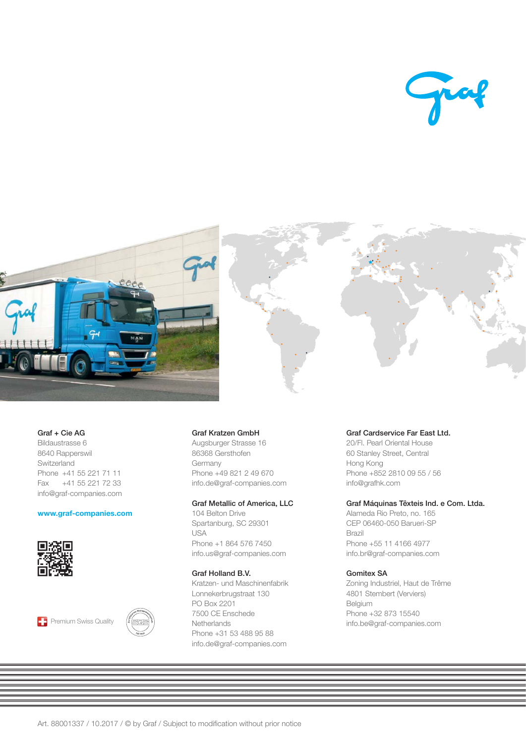**Graf + Cie AG**
Bildaustrasse 6
8640 Rapperswil
Switzerland
Phone +41 55 221 71 11
Fax +41 55 221 72 33
info@graf-companies.com

**www.graf-companies.com**

Premium Swiss Quality

**Graf Kratzen GmbH**
Augsburger Strasse 16
86368 Gersthofen
Germany
Phone +49 821 2 49 670
info.de@graf-companies.com

**Graf Metallic of America, LLC**
104 Belton Drive
Spartanburg, SC 29301
USA
Phone +1 864 576 7450
info.us@graf-companies.com

**Graf Holland B.V.**
Kratzen- und Maschinenfabrik
Lonnekerbrugstraat 130
PO Box 2201
7500 CE Enschede
Netherlands
Phone +31 53 488 95 88
info.de@graf-companies.com

**Graf Cardservice Far East Ltd.**
20/Fl. Pearl Oriental House
60 Stanley Street, Central
Hong Kong
Phone +852 2810 09 55 / 56
info@grafhk.com

**Graf Máquinas Têxteis Ind. e Com. Ltda.**
Alameda Rio Preto, no. 165
CEP 06460-050 Barueri-SP
Brazil
Phone +55 11 4166 4977
info.br@graf-companies.com

**Gomitex SA**
Zoning Industriel, Haut de Trême
4801 Stembert (Verviers)
Belgium
Phone +32 873 15540
info.be@graf-companies.com

Art. 88001337 / 10.2017 / © by Graf / Subject to modification without prior notice